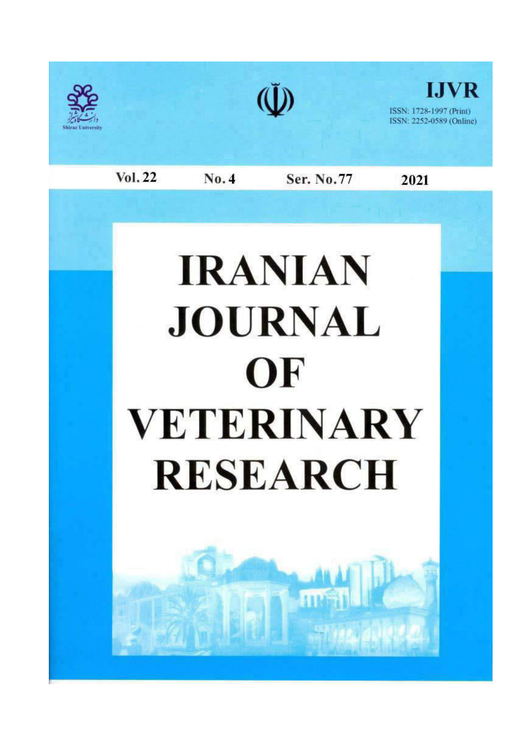Shiraz University

# IJVR

ISSN: 1728-1997 (Print)
ISSN: 2252-0589 (Online)

Vol. 22 No. 4 Ser. No. 77 2021

# IRANIAN JOURNAL OF VETERINARY RESEARCH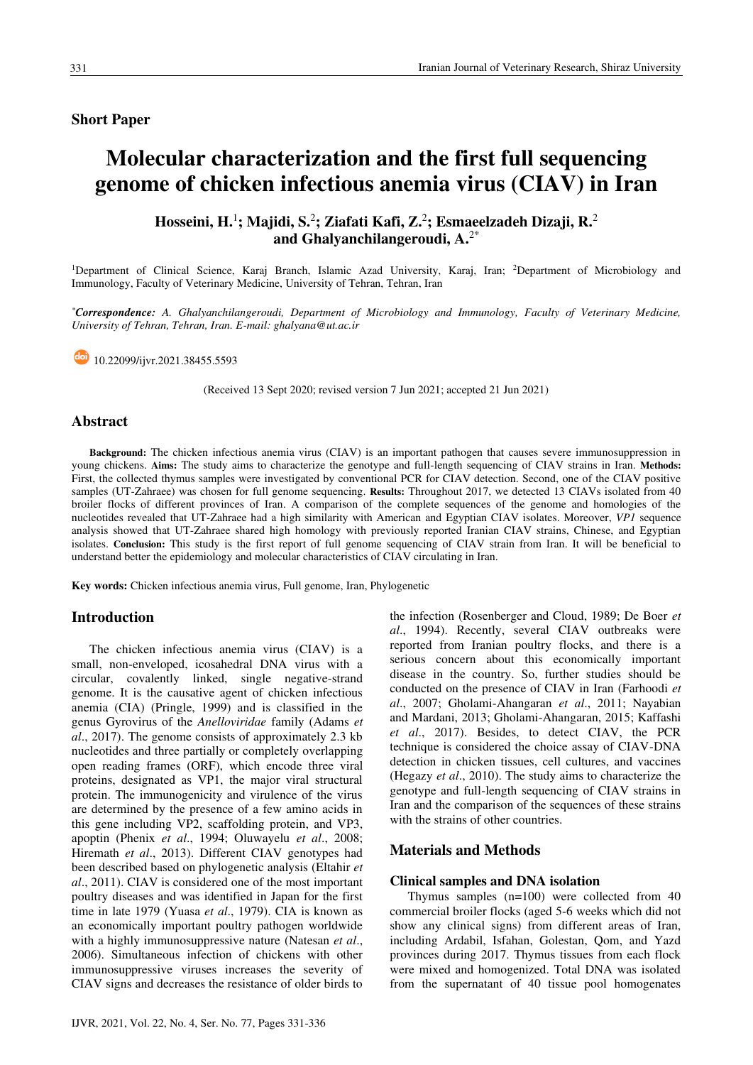## Short Paper

# Molecular characterization and the first full sequencing genome of chicken infectious anemia virus (CIAV) in Iran

**Hosseini, H.**[1]**; Majidi, S.**[2]**; Ziafati Kafi, Z.**[2]**; Esmaeelzadeh Dizaji, R.**[2] **and Ghalyanchilangeroudi, A.**[2*]

[1]Department of Clinical Science, Karaj Branch, Islamic Azad University, Karaj, Iran; [2]Department of Microbiology and Immunology, Faculty of Veterinary Medicine, University of Tehran, Tehran, Iran

[*]***Correspondence:*** *A. Ghalyanchilangeroudi, Department of Microbiology and Immunology, Faculty of Veterinary Medicine, University of Tehran, Tehran, Iran. E-mail: ghalyana@ut.ac.ir*

10.22099/ijvr.2021.38455.5593

(Received 13 Sept 2020; revised version 7 Jun 2021; accepted 21 Jun 2021)

## Abstract

**Background:** The chicken infectious anemia virus (CIAV) is an important pathogen that causes severe immunosuppression in young chickens. **Aims:** The study aims to characterize the genotype and full-length sequencing of CIAV strains in Iran. **Methods:** First, the collected thymus samples were investigated by conventional PCR for CIAV detection. Second, one of the CIAV positive samples (UT-Zahraee) was chosen for full genome sequencing. **Results:** Throughout 2017, we detected 13 CIAVs isolated from 40 broiler flocks of different provinces of Iran. A comparison of the complete sequences of the genome and homologies of the nucleotides revealed that UT-Zahraee had a high similarity with American and Egyptian CIAV isolates. Moreover, *VP1* sequence analysis showed that UT-Zahraee shared high homology with previously reported Iranian CIAV strains, Chinese, and Egyptian isolates. **Conclusion:** This study is the first report of full genome sequencing of CIAV strain from Iran. It will be beneficial to understand better the epidemiology and molecular characteristics of CIAV circulating in Iran.

**Key words:** Chicken infectious anemia virus, Full genome, Iran, Phylogenetic

## Introduction

The chicken infectious anemia virus (CIAV) is a small, non-enveloped, icosahedral DNA virus with a circular, covalently linked, single negative-strand genome. It is the causative agent of chicken infectious anemia (CIA) (Pringle, 1999) and is classified in the genus Gyrovirus of the *Anelloviridae* family (Adams *et al*., 2017). The genome consists of approximately 2.3 kb nucleotides and three partially or completely overlapping open reading frames (ORF), which encode three viral proteins, designated as VP1, the major viral structural protein. The immunogenicity and virulence of the virus are determined by the presence of a few amino acids in this gene including VP2, scaffolding protein, and VP3, apoptin (Phenix *et al*., 1994; Oluwayelu *et al*., 2008; Hiremath *et al*., 2013). Different CIAV genotypes had been described based on phylogenetic analysis (Eltahir *et al*., 2011). CIAV is considered one of the most important poultry diseases and was identified in Japan for the first time in late 1979 (Yuasa *et al*., 1979). CIA is known as an economically important poultry pathogen worldwide with a highly immunosuppressive nature (Natesan *et al*., 2006). Simultaneous infection of chickens with other immunosuppressive viruses increases the severity of CIAV signs and decreases the resistance of older birds to the infection (Rosenberger and Cloud, 1989; De Boer *et al*., 1994). Recently, several CIAV outbreaks were reported from Iranian poultry flocks, and there is a serious concern about this economically important disease in the country. So, further studies should be conducted on the presence of CIAV in Iran (Farhoodi *et al*., 2007; Gholami-Ahangaran *et al*., 2011; Nayabian and Mardani, 2013; Gholami-Ahangaran, 2015; Kaffashi *et al*., 2017). Besides, to detect CIAV, the PCR technique is considered the choice assay of CIAV-DNA detection in chicken tissues, cell cultures, and vaccines (Hegazy *et al*., 2010). The study aims to characterize the genotype and full-length sequencing of CIAV strains in Iran and the comparison of the sequences of these strains with the strains of other countries.

## Materials and Methods

### Clinical samples and DNA isolation

Thymus samples (n=100) were collected from 40 commercial broiler flocks (aged 5-6 weeks which did not show any clinical signs) from different areas of Iran, including Ardabil, Isfahan, Golestan, Qom, and Yazd provinces during 2017. Thymus tissues from each flock were mixed and homogenized. Total DNA was isolated from the supernatant of 40 tissue pool homogenates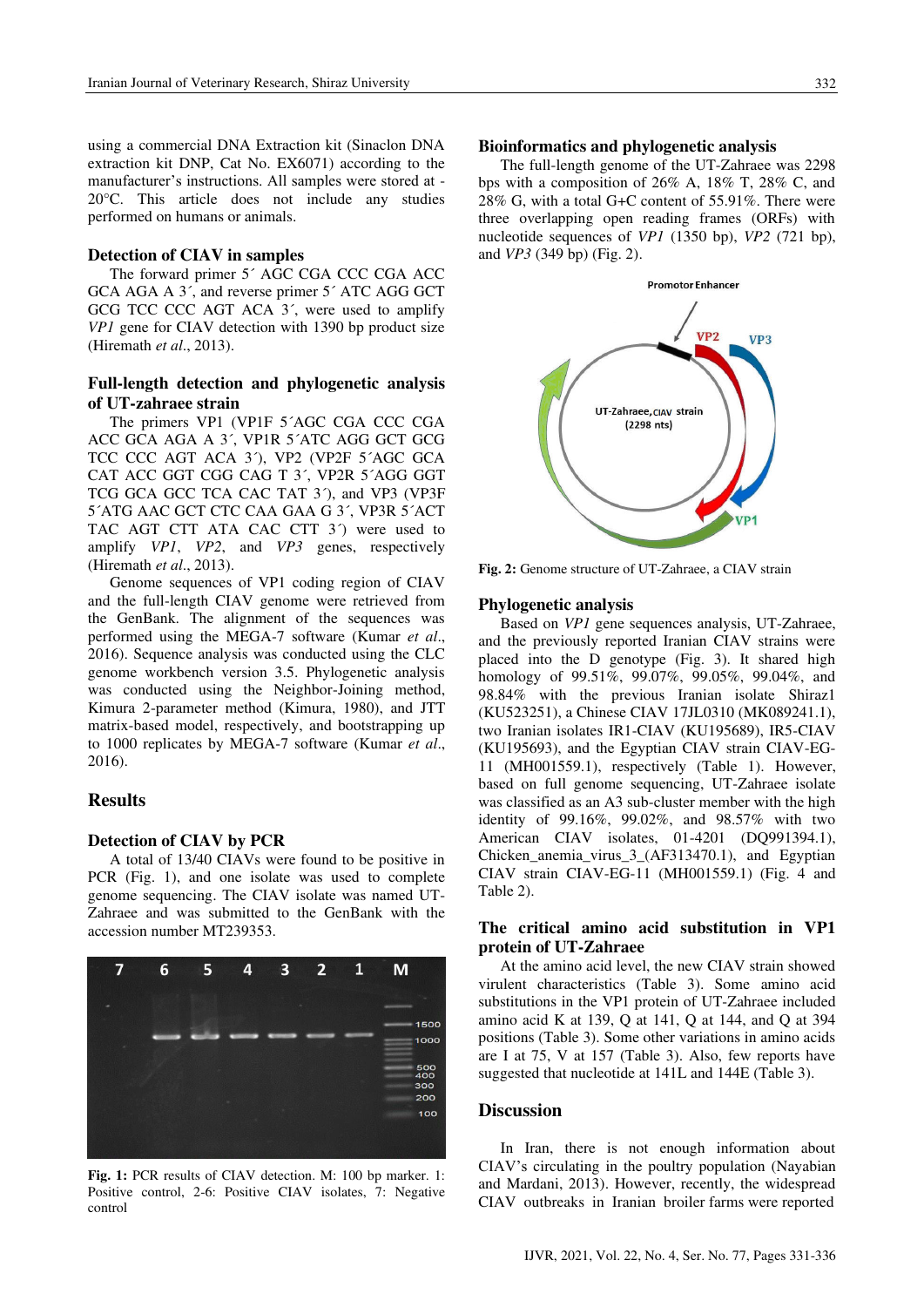using a commercial DNA Extraction kit (Sinaclon DNA extraction kit DNP, Cat No. EX6071) according to the manufacturer's instructions. All samples were stored at -20°C. This article does not include any studies performed on humans or animals.

### Detection of CIAV in samples

The forward primer 5´ AGC CGA CCC CGA ACC GCA AGA A 3´, and reverse primer 5´ ATC AGG GCT GCG TCC CCC AGT ACA 3´, were used to amplify *VP1* gene for CIAV detection with 1390 bp product size (Hiremath *et al*., 2013).

### Full-length detection and phylogenetic analysis of UT-zahraee strain

The primers VP1 (VP1F 5´AGC CGA CCC CGA ACC GCA AGA A 3´, VP1R 5´ATC AGG GCT GCG TCC CCC AGT ACA 3´), VP2 (VP2F 5´AGC GCA CAT ACC GGT CGG CAG T 3´, VP2R 5´AGG GGT TCG GCA GCC TCA CAC TAT 3´), and VP3 (VP3F 5´ATG AAC GCT CTC CAA GAA G 3´, VP3R 5´ACT TAC AGT CTT ATA CAC CTT 3´) were used to amplify *VP1*, *VP2*, and *VP3* genes, respectively (Hiremath *et al*., 2013).

Genome sequences of VP1 coding region of CIAV and the full-length CIAV genome were retrieved from the GenBank. The alignment of the sequences was performed using the MEGA-7 software (Kumar *et al*., 2016). Sequence analysis was conducted using the CLC genome workbench version 3.5. Phylogenetic analysis was conducted using the Neighbor-Joining method, Kimura 2-parameter method (Kimura, 1980), and JTT matrix-based model, respectively, and bootstrapping up to 1000 replicates by MEGA-7 software (Kumar *et al*., 2016).

## Results

### Detection of CIAV by PCR

A total of 13/40 CIAVs were found to be positive in PCR (Fig. 1), and one isolate was used to complete genome sequencing. The CIAV isolate was named UT-Zahraee and was submitted to the GenBank with the accession number MT239353.

**Fig. 1:** PCR results of CIAV detection. M: 100 bp marker. 1: Positive control, 2-6: Positive CIAV isolates, 7: Negative control

### Bioinformatics and phylogenetic analysis

The full-length genome of the UT-Zahraee was 2298 bps with a composition of 26% A, 18% T, 28% C, and 28% G, with a total G+C content of 55.91%. There were three overlapping open reading frames (ORFs) with nucleotide sequences of *VP1* (1350 bp), *VP2* (721 bp), and *VP3* (349 bp) (Fig. 2).

**Fig. 2:** Genome structure of UT-Zahraee, a CIAV strain

### Phylogenetic analysis

Based on *VP1* gene sequences analysis, UT-Zahraee, and the previously reported Iranian CIAV strains were placed into the D genotype (Fig. 3). It shared high homology of 99.51%, 99.07%, 99.05%, 99.04%, and 98.84% with the previous Iranian isolate Shiraz1 (KU523251), a Chinese CIAV 17JL0310 (MK089241.1), two Iranian isolates IR1-CIAV (KU195689), IR5-CIAV (KU195693), and the Egyptian CIAV strain CIAV-EG-11 (MH001559.1), respectively (Table 1). However, based on full genome sequencing, UT-Zahraee isolate was classified as an A3 sub-cluster member with the high identity of 99.16%, 99.02%, and 98.57% with two American CIAV isolates, 01-4201 (DQ991394.1), Chicken_anemia_virus_3_(AF313470.1), and Egyptian CIAV strain CIAV-EG-11 (MH001559.1) (Fig. 4 and Table 2).

### The critical amino acid substitution in VP1 protein of UT-Zahraee

At the amino acid level, the new CIAV strain showed virulent characteristics (Table 3). Some amino acid substitutions in the VP1 protein of UT-Zahraee included amino acid K at 139, Q at 141, Q at 144, and Q at 394 positions (Table 3). Some other variations in amino acids are I at 75, V at 157 (Table 3). Also, few reports have suggested that nucleotide at 141L and 144E (Table 3).

## Discussion

In Iran, there is not enough information about CIAV's circulating in the poultry population (Nayabian and Mardani, 2013). However, recently, the widespread CIAV outbreaks in Iranian broiler farms were reported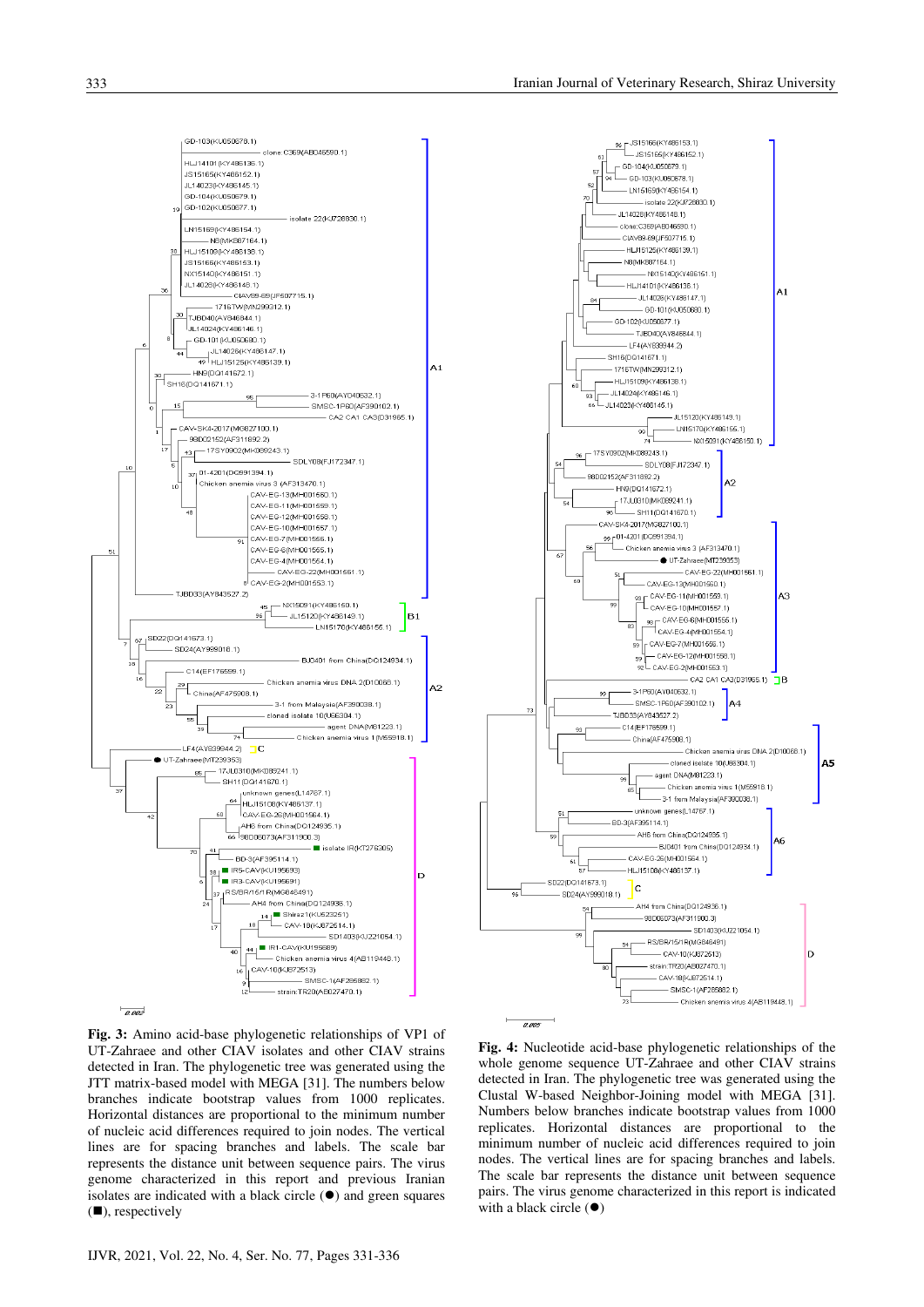**Fig. 3:** Amino acid-base phylogenetic relationships of VP1 of UT-Zahraee and other CIAV isolates and other CIAV strains detected in Iran. The phylogenetic tree was generated using the JTT matrix-based model with MEGA [31]. The numbers below branches indicate bootstrap values from 1000 replicates. Horizontal distances are proportional to the minimum number of nucleic acid differences required to join nodes. The vertical lines are for spacing branches and labels. The scale bar represents the distance unit between sequence pairs. The virus genome characterized in this report and previous Iranian isolates are indicated with a black circle (●) and green squares (■), respectively

**Fig. 4:** Nucleotide acid-base phylogenetic relationships of the whole genome sequence UT-Zahraee and other CIAV strains detected in Iran. The phylogenetic tree was generated using the Clustal W-based Neighbor-Joining model with MEGA [31]. Numbers below branches indicate bootstrap values from 1000 replicates. Horizontal distances are proportional to the minimum number of nucleic acid differences required to join nodes. The vertical lines are for spacing branches and labels. The scale bar represents the distance unit between sequence pairs. The virus genome characterized in this report is indicated with a black circle (●)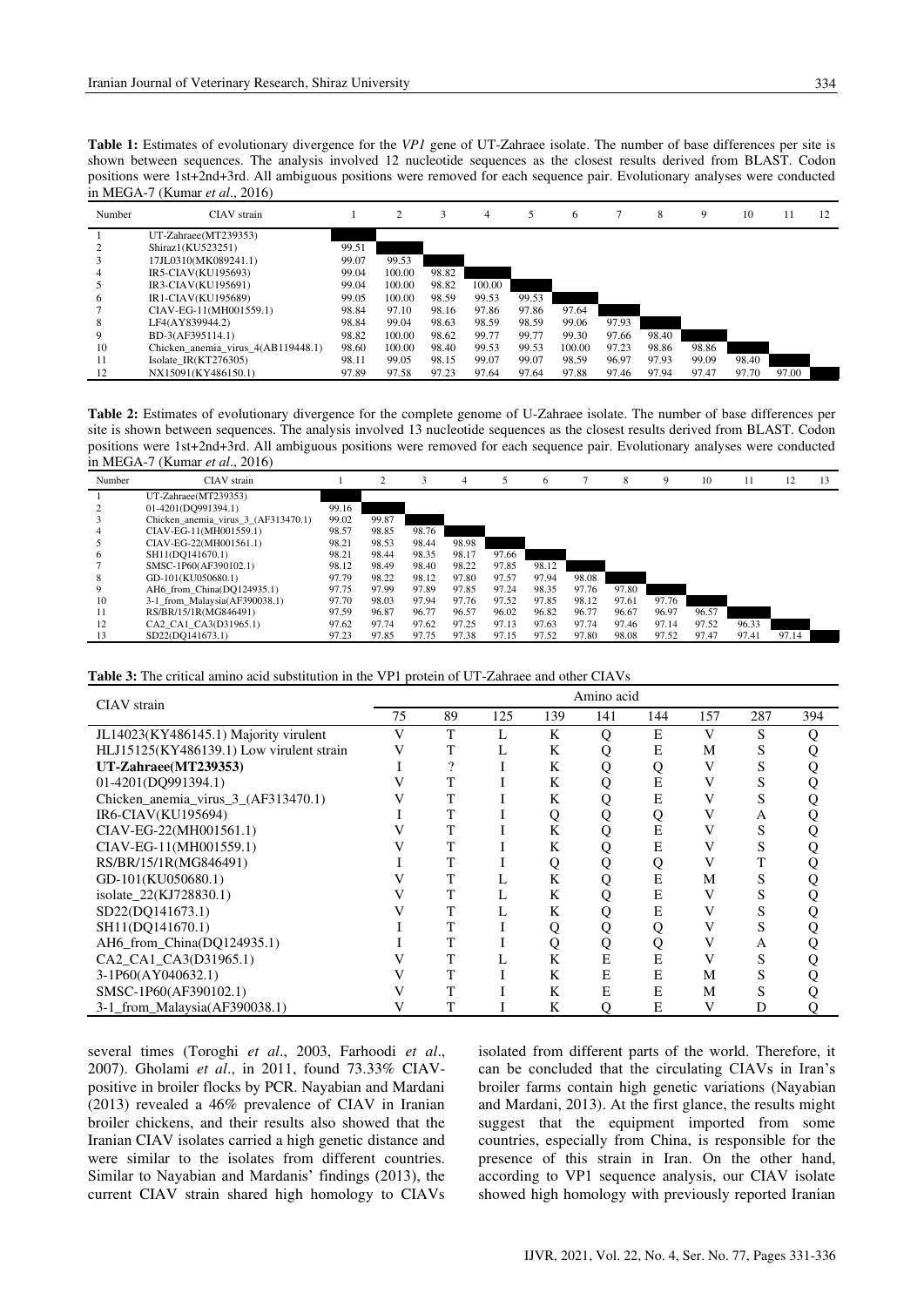**Table 1:** Estimates of evolutionary divergence for the *VP1* gene of UT-Zahraee isolate. The number of base differences per site is shown between sequences. The analysis involved 12 nucleotide sequences as the closest results derived from BLAST. Codon positions were 1st+2nd+3rd. All ambiguous positions were removed for each sequence pair. Evolutionary analyses were conducted in MEGA-7 (Kumar *et al*., 2016)

| Number | CIAV strain | 1 | 2 | 3 | 4 | 5 | 6 | 7 | 8 | 9 | 10 | 11 | 12 |
|---|---|---|---|---|---|---|---|---|---|---|---|---|---|
| 1 | UT-Zahraee(MT239353) | | | | | | | | | | | | |
| 2 | Shiraz1(KU523251) | 99.51 | | | | | | | | | | | |
| 3 | 17JL0310(MK089241.1) | 99.07 | 99.53 | | | | | | | | | | |
| 4 | IR5-CIAV(KU195693) | 99.04 | 100.00 | 98.82 | | | | | | | | | |
| 5 | IR3-CIAV(KU195691) | 99.04 | 100.00 | 98.82 | 100.00 | | | | | | | | |
| 6 | IR1-CIAV(KU195689) | 99.05 | 100.00 | 98.59 | 99.53 | 99.53 | | | | | | | |
| 7 | CIAV-EG-11(MH001559.1) | 98.84 | 97.10 | 98.16 | 97.86 | 97.86 | 97.64 | | | | | | |
| 8 | LF4(AY839944.2) | 98.84 | 99.04 | 98.63 | 98.59 | 98.59 | 99.06 | 97.93 | | | | | |
| 9 | BD-3(AF395114.1) | 98.82 | 100.00 | 98.62 | 99.77 | 99.77 | 99.30 | 97.66 | 98.40 | | | | |
| 10 | Chicken_anemia_virus_4(AB119448.1) | 98.60 | 100.00 | 98.40 | 99.53 | 99.53 | 100.00 | 97.23 | 98.86 | 98.86 | | | |
| 11 | Isolate_IR(KT276305) | 98.11 | 99.05 | 98.15 | 99.07 | 99.07 | 98.59 | 96.97 | 97.93 | 99.09 | 98.40 | | |
| 12 | NX15091(KY486150.1) | 97.89 | 97.58 | 97.23 | 97.64 | 97.64 | 97.88 | 97.46 | 97.94 | 97.47 | 97.70 | 97.00 | |

**Table 2:** Estimates of evolutionary divergence for the complete genome of U-Zahraee isolate. The number of base differences per site is shown between sequences. The analysis involved 13 nucleotide sequences as the closest results derived from BLAST. Codon positions were 1st+2nd+3rd. All ambiguous positions were removed for each sequence pair. Evolutionary analyses were conducted in MEGA-7 (Kumar *et al*., 2016)

| Number | CIAV strain | 1 | 2 | 3 | 4 | 5 | 6 | 7 | 8 | 9 | 10 | 11 | 12 | 13 |
|---|---|---|---|---|---|---|---|---|---|---|---|---|---|---|
| 1 | UT-Zahraee(MT239353) | | | | | | | | | | | | | |
| 2 | 01-4201(DQ991394.1) | 99.16 | | | | | | | | | | | | |
| 3 | Chicken_anemia_virus_3_(AF313470.1) | 99.02 | 99.87 | | | | | | | | | | | |
| 4 | CIAV-EG-11(MH001559.1) | 98.57 | 98.85 | 98.76 | | | | | | | | | | |
| 5 | CIAV-EG-22(MH001561.1) | 98.21 | 98.53 | 98.44 | 98.98 | | | | | | | | | |
| 6 | SH11(DQ141670.1) | 98.21 | 98.44 | 98.35 | 98.17 | 97.66 | | | | | | | | |
| 7 | SMSC-1P60(AF390102.1) | 98.12 | 98.49 | 98.40 | 98.22 | 97.85 | 98.12 | | | | | | | |
| 8 | GD-101(KU050680.1) | 97.79 | 98.22 | 98.12 | 97.80 | 97.57 | 97.94 | 98.08 | | | | | | |
| 9 | AH6_from_China(DQ124935.1) | 97.75 | 97.99 | 97.89 | 97.85 | 97.24 | 98.35 | 97.76 | 97.80 | | | | | |
| 10 | 3-1_from_Malaysia(AF390038.1) | 97.70 | 98.03 | 97.94 | 97.76 | 97.52 | 97.85 | 98.12 | 97.61 | 97.76 | | | | |
| 11 | RS/BR/15/1R(MG846491) | 97.59 | 96.87 | 96.77 | 96.57 | 96.02 | 96.82 | 96.77 | 96.67 | 96.97 | 96.57 | | | |
| 12 | CA2_CA1_CA3(D31965.1) | 97.62 | 97.74 | 97.62 | 97.25 | 97.13 | 97.63 | 97.74 | 97.46 | 97.14 | 97.52 | 96.33 | | |
| 13 | SD22(DQ141673.1) | 97.23 | 97.85 | 97.75 | 97.38 | 97.15 | 97.52 | 97.80 | 98.08 | 97.52 | 97.47 | 97.41 | 97.14 | |

**Table 3:** The critical amino acid substitution in the VP1 protein of UT-Zahraee and other CIAVs

| CIAV strain | Amino acid | | | | | | | | |
|---|---|---|---|---|---|---|---|---|---|
| | 75 | 89 | 125 | 139 | 141 | 144 | 157 | 287 | 394 |
| JL14023(KY486145.1) Majority virulent | V | T | L | K | Q | E | V | S | Q |
| HLJ15125(KY486139.1) Low virulent strain | V | T | L | K | Q | E | M | S | Q |
| **UT-Zahraee(MT239353)** | I | ? | I | K | Q | Q | V | S | Q |
| 01-4201(DQ991394.1) | V | T | I | K | Q | E | V | S | Q |
| Chicken_anemia_virus_3_(AF313470.1) | V | T | I | K | Q | E | V | S | Q |
| IR6-CIAV(KU195694) | I | T | I | Q | Q | Q | V | A | Q |
| CIAV-EG-22(MH001561.1) | V | T | I | K | Q | E | V | S | Q |
| CIAV-EG-11(MH001559.1) | V | T | I | K | Q | E | V | S | Q |
| RS/BR/15/1R(MG846491) | I | T | I | Q | Q | Q | V | T | Q |
| GD-101(KU050680.1) | V | T | L | K | Q | E | M | S | Q |
| isolate_22(KJ728830.1) | V | T | L | K | Q | E | V | S | Q |
| SD22(DQ141673.1) | V | T | L | K | Q | E | V | S | Q |
| SH11(DQ141670.1) | I | T | I | Q | Q | Q | V | S | Q |
| AH6_from_China(DQ124935.1) | I | T | I | Q | Q | Q | V | A | Q |
| CA2_CA1_CA3(D31965.1) | V | T | L | K | E | E | V | S | Q |
| 3-1P60(AY040632.1) | V | T | I | K | E | E | M | S | Q |
| SMSC-1P60(AF390102.1) | V | T | I | K | E | E | M | S | Q |
| 3-1_from_Malaysia(AF390038.1) | V | T | I | K | Q | E | V | D | Q |

several times (Toroghi *et al*., 2003, Farhoodi *et al*., 2007). Gholami *et al*., in 2011, found 73.33% CIAV-positive in broiler flocks by PCR. Nayabian and Mardani (2013) revealed a 46% prevalence of CIAV in Iranian broiler chickens, and their results also showed that the Iranian CIAV isolates carried a high genetic distance and were similar to the isolates from different countries. Similar to Nayabian and Mardanis' findings (2013), the current CIAV strain shared high homology to CIAVs isolated from different parts of the world. Therefore, it can be concluded that the circulating CIAVs in Iran's broiler farms contain high genetic variations (Nayabian and Mardani, 2013). At the first glance, the results might suggest that the equipment imported from some countries, especially from China, is responsible for the presence of this strain in Iran. On the other hand, according to VP1 sequence analysis, our CIAV isolate showed high homology with previously reported Iranian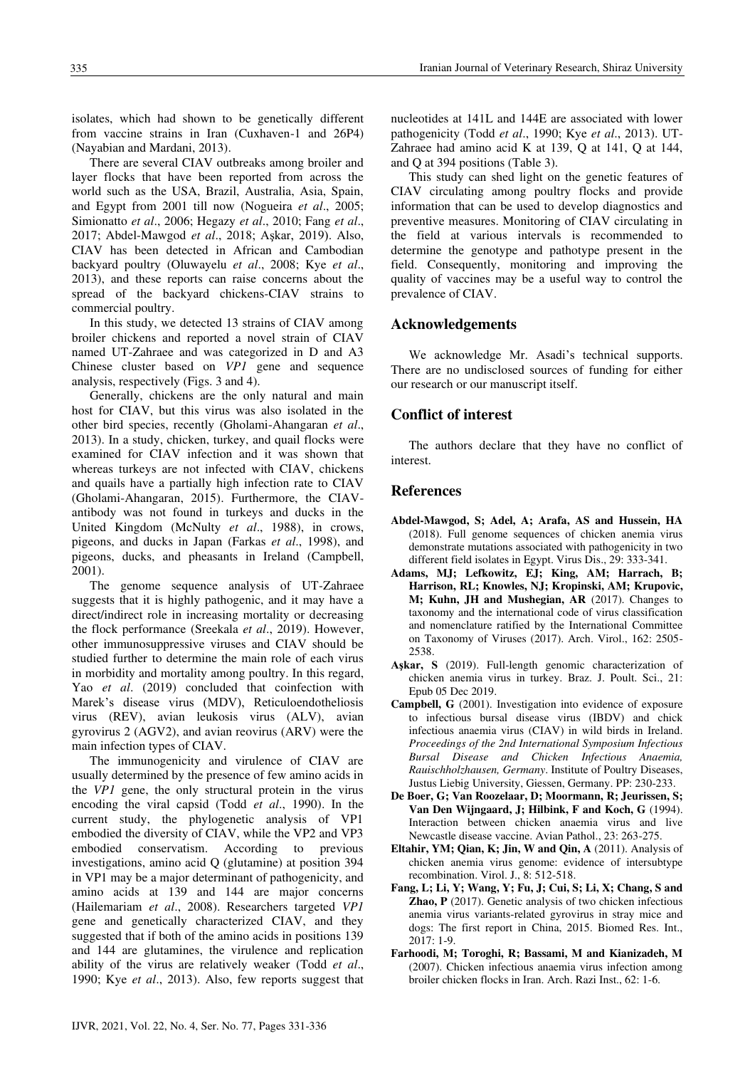isolates, which had shown to be genetically different from vaccine strains in Iran (Cuxhaven-1 and 26P4) (Nayabian and Mardani, 2013).

There are several CIAV outbreaks among broiler and layer flocks that have been reported from across the world such as the USA, Brazil, Australia, Asia, Spain, and Egypt from 2001 till now (Nogueira *et al*., 2005; Simionatto *et al*., 2006; Hegazy *et al*., 2010; Fang *et al*., 2017; Abdel-Mawgod *et al*., 2018; Aşkar, 2019). Also, CIAV has been detected in African and Cambodian backyard poultry (Oluwayelu *et al*., 2008; Kye *et al*., 2013), and these reports can raise concerns about the spread of the backyard chickens-CIAV strains to commercial poultry.

In this study, we detected 13 strains of CIAV among broiler chickens and reported a novel strain of CIAV named UT-Zahraee and was categorized in D and A3 Chinese cluster based on *VP1* gene and sequence analysis, respectively (Figs. 3 and 4).

Generally, chickens are the only natural and main host for CIAV, but this virus was also isolated in the other bird species, recently (Gholami-Ahangaran *et al*., 2013). In a study, chicken, turkey, and quail flocks were examined for CIAV infection and it was shown that whereas turkeys are not infected with CIAV, chickens and quails have a partially high infection rate to CIAV (Gholami-Ahangaran, 2015). Furthermore, the CIAV-antibody was not found in turkeys and ducks in the United Kingdom (McNulty *et al*., 1988), in crows, pigeons, and ducks in Japan (Farkas *et al*., 1998), and pigeons, ducks, and pheasants in Ireland (Campbell, 2001).

The genome sequence analysis of UT-Zahraee suggests that it is highly pathogenic, and it may have a direct/indirect role in increasing mortality or decreasing the flock performance (Sreekala *et al*., 2019). However, other immunosuppressive viruses and CIAV should be studied further to determine the main role of each virus in morbidity and mortality among poultry. In this regard, Yao *et al*. (2019) concluded that coinfection with Marek's disease virus (MDV), Reticuloendotheliosis virus (REV), avian leukosis virus (ALV), avian gyrovirus 2 (AGV2), and avian reovirus (ARV) were the main infection types of CIAV.

The immunogenicity and virulence of CIAV are usually determined by the presence of few amino acids in the *VP1* gene, the only structural protein in the virus encoding the viral capsid (Todd *et al*., 1990). In the current study, the phylogenetic analysis of VP1 embodied the diversity of CIAV, while the VP2 and VP3 embodied conservatism. According to previous investigations, amino acid Q (glutamine) at position 394 in VP1 may be a major determinant of pathogenicity, and amino acids at 139 and 144 are major concerns (Hailemariam *et al*., 2008). Researchers targeted *VP1* gene and genetically characterized CIAV, and they suggested that if both of the amino acids in positions 139 and 144 are glutamines, the virulence and replication ability of the virus are relatively weaker (Todd *et al*., 1990; Kye *et al*., 2013). Also, few reports suggest that nucleotides at 141L and 144E are associated with lower pathogenicity (Todd *et al*., 1990; Kye *et al*., 2013). UT-Zahraee had amino acid K at 139, Q at 141, Q at 144, and Q at 394 positions (Table 3).

This study can shed light on the genetic features of CIAV circulating among poultry flocks and provide information that can be used to develop diagnostics and preventive measures. Monitoring of CIAV circulating in the field at various intervals is recommended to determine the genotype and pathotype present in the field. Consequently, monitoring and improving the quality of vaccines may be a useful way to control the prevalence of CIAV.

## Acknowledgements

We acknowledge Mr. Asadi's technical supports. There are no undisclosed sources of funding for either our research or our manuscript itself.

## Conflict of interest

The authors declare that they have no conflict of interest.

## References

**Abdel-Mawgod, S; Adel, A; Arafa, AS and Hussein, HA** (2018). Full genome sequences of chicken anemia virus demonstrate mutations associated with pathogenicity in two different field isolates in Egypt. Virus Dis., 29: 333-341.

**Adams, MJ; Lefkowitz, EJ; King, AM; Harrach, B; Harrison, RL; Knowles, NJ; Kropinski, AM; Krupovic, M; Kuhn, JH and Mushegian, AR** (2017). Changes to taxonomy and the international code of virus classification and nomenclature ratified by the International Committee on Taxonomy of Viruses (2017). Arch. Virol., 162: 2505-2538.

**Aşkar, S** (2019). Full-length genomic characterization of chicken anemia virus in turkey. Braz. J. Poult. Sci., 21: Epub 05 Dec 2019.

**Campbell, G** (2001). Investigation into evidence of exposure to infectious bursal disease virus (IBDV) and chick infectious anaemia virus (CIAV) in wild birds in Ireland. *Proceedings of the 2nd International Symposium Infectious Bursal Disease and Chicken Infectious Anaemia, Rauischholzhausen, Germany*. Institute of Poultry Diseases, Justus Liebig University, Giessen, Germany. PP: 230-233.

**De Boer, G; Van Roozelaar, D; Moormann, R; Jeurissen, S; Van Den Wijngaard, J; Hilbink, F and Koch, G** (1994). Interaction between chicken anaemia virus and live Newcastle disease vaccine. Avian Pathol., 23: 263-275.

**Eltahir, YM; Qian, K; Jin, W and Qin, A** (2011). Analysis of chicken anemia virus genome: evidence of intersubtype recombination. Virol. J., 8: 512-518.

**Fang, L; Li, Y; Wang, Y; Fu, J; Cui, S; Li, X; Chang, S and Zhao, P** (2017). Genetic analysis of two chicken infectious anemia virus variants-related gyrovirus in stray mice and dogs: The first report in China, 2015. Biomed Res. Int., 2017: 1-9.

**Farhoodi, M; Toroghi, R; Bassami, M and Kianizadeh, M** (2007). Chicken infectious anaemia virus infection among broiler chicken flocks in Iran. Arch. Razi Inst., 62: 1-6.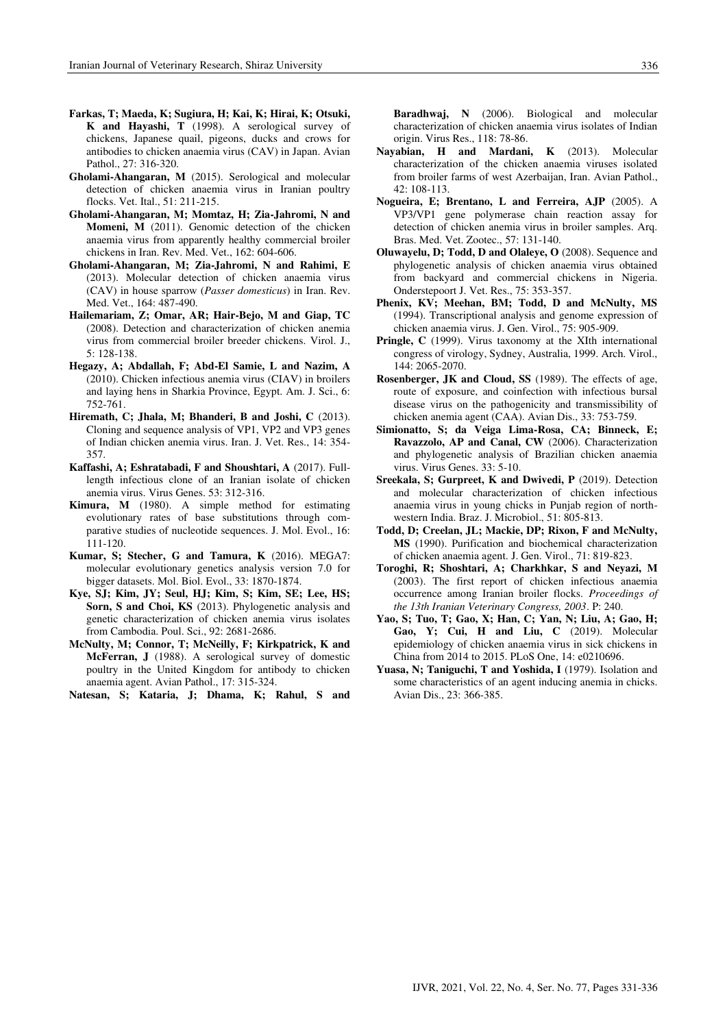**Farkas, T; Maeda, K; Sugiura, H; Kai, K; Hirai, K; Otsuki, K and Hayashi, T** (1998). A serological survey of chickens, Japanese quail, pigeons, ducks and crows for antibodies to chicken anaemia virus (CAV) in Japan. Avian Pathol., 27: 316-320.

**Gholami-Ahangaran, M** (2015). Serological and molecular detection of chicken anaemia virus in Iranian poultry flocks. Vet. Ital., 51: 211-215.

**Gholami-Ahangaran, M; Momtaz, H; Zia-Jahromi, N and Momeni, M** (2011). Genomic detection of the chicken anaemia virus from apparently healthy commercial broiler chickens in Iran. Rev. Med. Vet., 162: 604-606.

**Gholami-Ahangaran, M; Zia-Jahromi, N and Rahimi, E** (2013). Molecular detection of chicken anaemia virus (CAV) in house sparrow (*Passer domesticus*) in Iran. Rev. Med. Vet., 164: 487-490.

**Hailemariam, Z; Omar, AR; Hair-Bejo, M and Giap, TC** (2008). Detection and characterization of chicken anemia virus from commercial broiler breeder chickens. Virol. J., 5: 128-138.

**Hegazy, A; Abdallah, F; Abd-El Samie, L and Nazim, A** (2010). Chicken infectious anemia virus (CIAV) in broilers and laying hens in Sharkia Province, Egypt. Am. J. Sci., 6: 752-761.

**Hiremath, C; Jhala, M; Bhanderi, B and Joshi, C** (2013). Cloning and sequence analysis of VP1, VP2 and VP3 genes of Indian chicken anemia virus. Iran. J. Vet. Res., 14: 354-357.

**Kaffashi, A; Eshratabadi, F and Shoushtari, A** (2017). Full-length infectious clone of an Iranian isolate of chicken anemia virus. Virus Genes. 53: 312-316.

**Kimura, M** (1980). A simple method for estimating evolutionary rates of base substitutions through comparative studies of nucleotide sequences. J. Mol. Evol., 16: 111-120.

**Kumar, S; Stecher, G and Tamura, K** (2016). MEGA7: molecular evolutionary genetics analysis version 7.0 for bigger datasets. Mol. Biol. Evol., 33: 1870-1874.

**Kye, SJ; Kim, JY; Seul, HJ; Kim, S; Kim, SE; Lee, HS; Sorn, S and Choi, KS** (2013). Phylogenetic analysis and genetic characterization of chicken anemia virus isolates from Cambodia. Poul. Sci., 92: 2681-2686.

**McNulty, M; Connor, T; McNeilly, F; Kirkpatrick, K and McFerran, J** (1988). A serological survey of domestic poultry in the United Kingdom for antibody to chicken anaemia agent. Avian Pathol., 17: 315-324.

**Natesan, S; Kataria, J; Dhama, K; Rahul, S and Baradhwaj, N** (2006). Biological and molecular characterization of chicken anaemia virus isolates of Indian origin. Virus Res., 118: 78-86.

**Nayabian, H and Mardani, K** (2013). Molecular characterization of the chicken anaemia viruses isolated from broiler farms of west Azerbaijan, Iran. Avian Pathol., 42: 108-113.

**Nogueira, E; Brentano, L and Ferreira, AJP** (2005). A VP3/VP1 gene polymerase chain reaction assay for detection of chicken anemia virus in broiler samples. Arq. Bras. Med. Vet. Zootec., 57: 131-140.

**Oluwayelu, D; Todd, D and Olaleye, O** (2008). Sequence and phylogenetic analysis of chicken anaemia virus obtained from backyard and commercial chickens in Nigeria. Onderstepoort J. Vet. Res., 75: 353-357.

**Phenix, KV; Meehan, BM; Todd, D and McNulty, MS** (1994). Transcriptional analysis and genome expression of chicken anaemia virus. J. Gen. Virol., 75: 905-909.

**Pringle, C** (1999). Virus taxonomy at the XIth international congress of virology, Sydney, Australia, 1999. Arch. Virol., 144: 2065-2070.

**Rosenberger, JK and Cloud, SS** (1989). The effects of age, route of exposure, and coinfection with infectious bursal disease virus on the pathogenicity and transmissibility of chicken anemia agent (CAA). Avian Dis., 33: 753-759.

**Simionatto, S; da Veiga Lima-Rosa, CA; Binneck, E; Ravazzolo, AP and Canal, CW** (2006). Characterization and phylogenetic analysis of Brazilian chicken anaemia virus. Virus Genes. 33: 5-10.

**Sreekala, S; Gurpreet, K and Dwivedi, P** (2019). Detection and molecular characterization of chicken infectious anaemia virus in young chicks in Punjab region of north-western India. Braz. J. Microbiol., 51: 805-813.

**Todd, D; Creelan, JL; Mackie, DP; Rixon, F and McNulty, MS** (1990). Purification and biochemical characterization of chicken anaemia agent. J. Gen. Virol., 71: 819-823.

**Toroghi, R; Shoshtari, A; Charkhkar, S and Neyazi, M** (2003). The first report of chicken infectious anaemia occurrence among Iranian broiler flocks. *Proceedings of the 13th Iranian Veterinary Congress, 2003*. P: 240.

**Yao, S; Tuo, T; Gao, X; Han, C; Yan, N; Liu, A; Gao, H; Gao, Y; Cui, H and Liu, C** (2019). Molecular epidemiology of chicken anaemia virus in sick chickens in China from 2014 to 2015. PLoS One, 14: e0210696.

**Yuasa, N; Taniguchi, T and Yoshida, I** (1979). Isolation and some characteristics of an agent inducing anemia in chicks. Avian Dis., 23: 366-385.